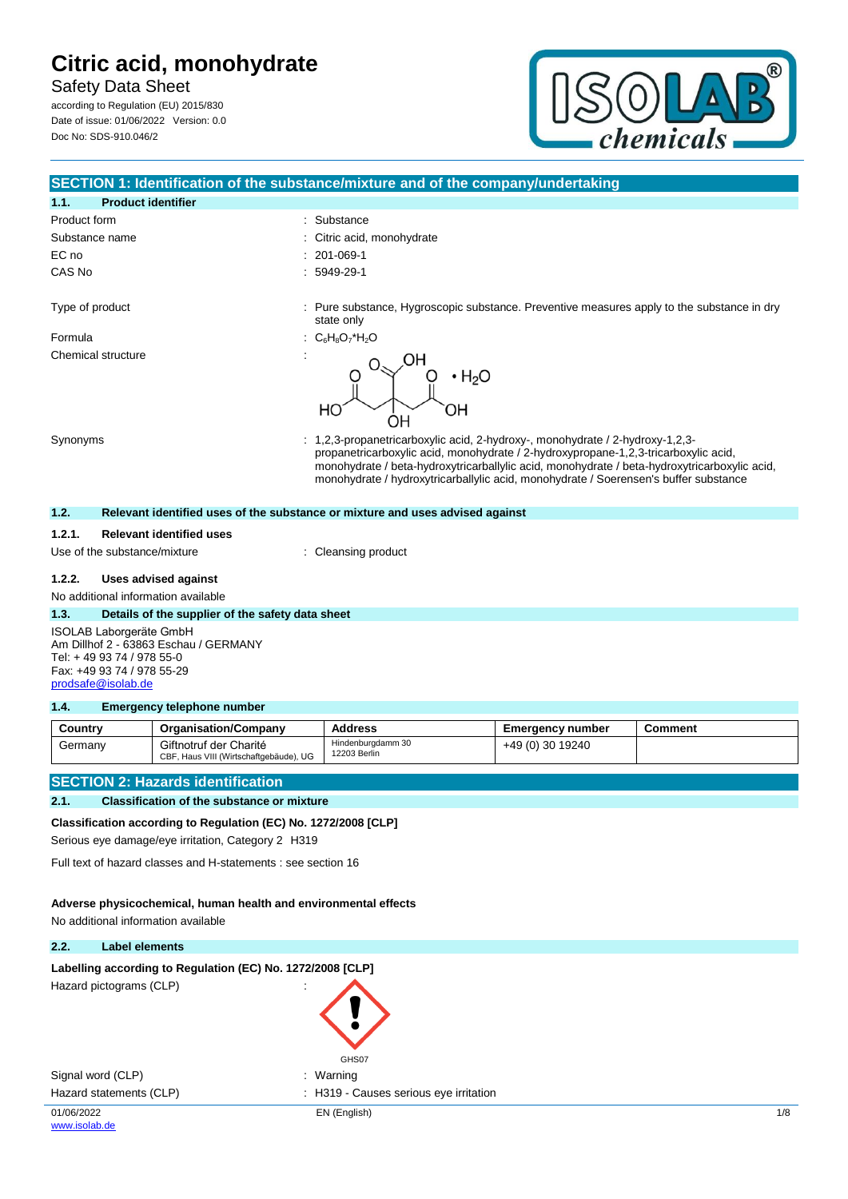# Citric acid, monohydrate

Safety Data Sheet

according to Regulation (EU) 2015/830
Date of issue: 01/06/2022 Version: 0.0
Doc No: SDS-910.046/2

## SECTION 1: Identification of the substance/mixture and of the company/undertaking

### 1.1. Product identifier

Product form : Substance

Substance name : Citric acid, monohydrate

EC no : 201-069-1

CAS No : 5949-29-1

Type of product : Pure substance, Hygroscopic substance. Preventive measures apply to the substance in dry state only

Formula : $C_6H_8O_7*H_2O$

Chemical structure :

Synonyms : 1,2,3-propanetricarboxylic acid, 2-hydroxy-, monohydrate / 2-hydroxy-1,2,3-propanetricarboxylic acid, monohydrate / 2-hydroxypropane-1,2,3-tricarboxylic acid, monohydrate / beta-hydroxytricarballylic acid, monohydrate / beta-hydroxytricarboxylic acid, monohydrate / hydroxytricarballylic acid, monohydrate / Soerensen's buffer substance

### 1.2. Relevant identified uses of the substance or mixture and uses advised against

#### 1.2.1. Relevant identified uses

Use of the substance/mixture : Cleansing product

#### 1.2.2. Uses advised against

No additional information available

### 1.3. Details of the supplier of the safety data sheet

ISOLAB Laborgeräte GmbH
Am Dillhof 2 - 63863 Eschau / GERMANY
Tel: + 49 93 74 / 978 55-0
Fax: +49 93 74 / 978 55-29
prodsafe@isolab.de

### 1.4. Emergency telephone number

| Country | Organisation/Company | Address | Emergency number | Comment |
|---|---|---|---|---|
| Germany | Giftnotruf der Charité<br>CBF, Haus VIII (Wirtschaftgebäude), UG | Hindenburgdamm 30<br>12203 Berlin | +49 (0) 30 19240 | |

## SECTION 2: Hazards identification

### 2.1. Classification of the substance or mixture

**Classification according to Regulation (EC) No. 1272/2008 [CLP]**

Serious eye damage/eye irritation, Category 2 H319

Full text of hazard classes and H-statements : see section 16

**Adverse physicochemical, human health and environmental effects**

No additional information available

### 2.2. Label elements

**Labelling according to Regulation (EC) No. 1272/2008 [CLP]**

Hazard pictograms (CLP) :

GHS07

Signal word (CLP) : Warning

Hazard statements (CLP) : H319 - Causes serious eye irritation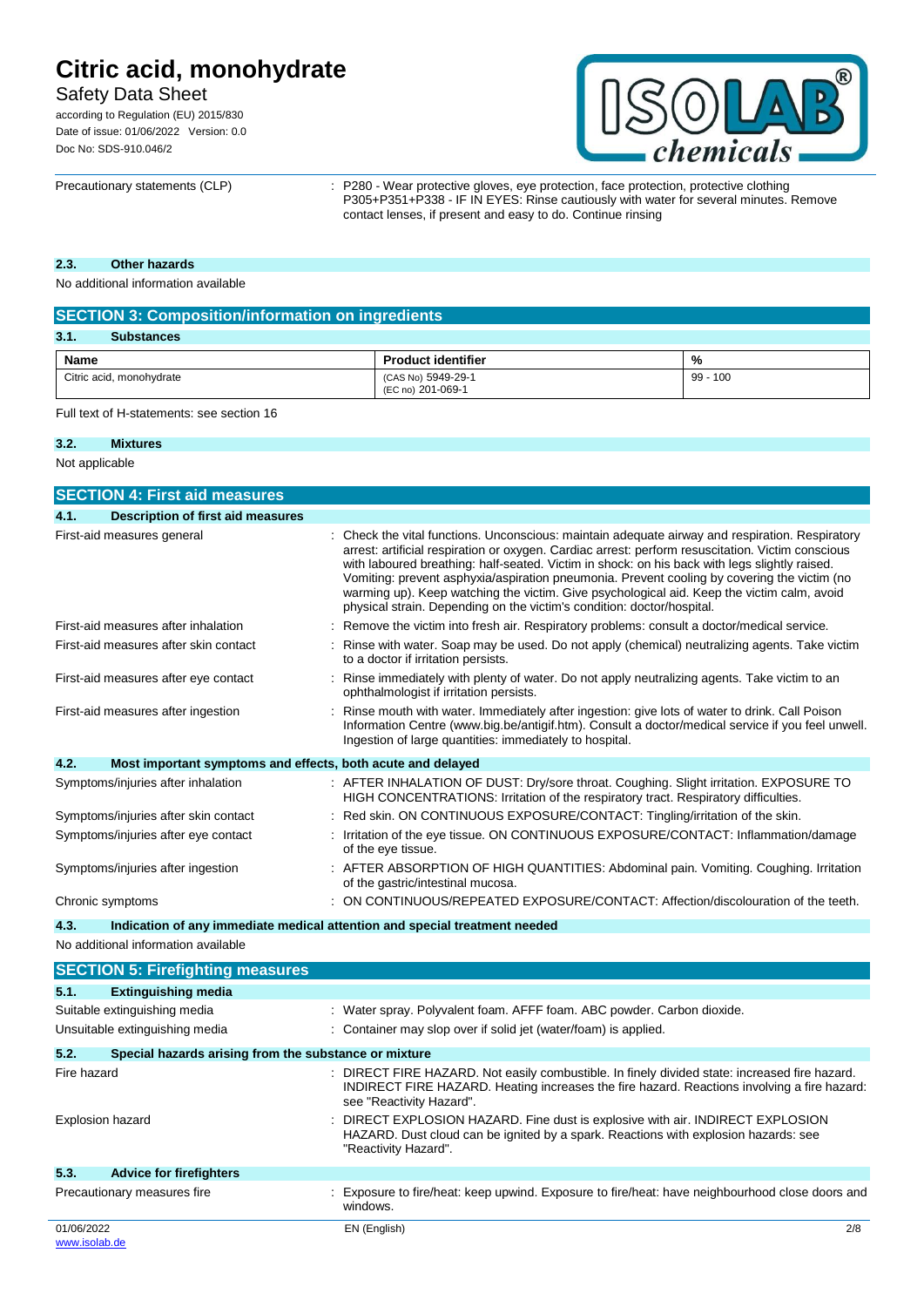| | |
|---|---|
| Precautionary statements (CLP) | : P280 - Wear protective gloves, eye protection, face protection, protective clothing<br>P305+P351+P338 - IF IN EYES: Rinse cautiously with water for several minutes. Remove contact lenses, if present and easy to do. Continue rinsing |

### 2.3. Other hazards

No additional information available

## SECTION 3: Composition/information on ingredients

### 3.1. Substances

| Name | Product identifier | % |
|---|---|---|
| Citric acid, monohydrate | (CAS No) 5949-29-1<br>(EC no) 201-069-1 | 99 - 100 |

Full text of H-statements: see section 16

### 3.2. Mixtures

Not applicable

## SECTION 4: First aid measures

### 4.1. Description of first aid measures

| | |
|---|---|
| First-aid measures general | : Check the vital functions. Unconscious: maintain adequate airway and respiration. Respiratory arrest: artificial respiration or oxygen. Cardiac arrest: perform resuscitation. Victim conscious with laboured breathing: half-seated. Victim in shock: on his back with legs slightly raised. Vomiting: prevent asphyxia/aspiration pneumonia. Prevent cooling by covering the victim (no warming up). Keep watching the victim. Give psychological aid. Keep the victim calm, avoid physical strain. Depending on the victim's condition: doctor/hospital. |
| First-aid measures after inhalation | : Remove the victim into fresh air. Respiratory problems: consult a doctor/medical service. |
| First-aid measures after skin contact | : Rinse with water. Soap may be used. Do not apply (chemical) neutralizing agents. Take victim to a doctor if irritation persists. |
| First-aid measures after eye contact | : Rinse immediately with plenty of water. Do not apply neutralizing agents. Take victim to an ophthalmologist if irritation persists. |
| First-aid measures after ingestion | : Rinse mouth with water. Immediately after ingestion: give lots of water to drink. Call Poison Information Centre (www.big.be/antigif.htm). Consult a doctor/medical service if you feel unwell. Ingestion of large quantities: immediately to hospital. |

### 4.2. Most important symptoms and effects, both acute and delayed

| | |
|---|---|
| Symptoms/injuries after inhalation | : AFTER INHALATION OF DUST: Dry/sore throat. Coughing. Slight irritation. EXPOSURE TO HIGH CONCENTRATIONS: Irritation of the respiratory tract. Respiratory difficulties. |
| Symptoms/injuries after skin contact | : Red skin. ON CONTINUOUS EXPOSURE/CONTACT: Tingling/irritation of the skin. |
| Symptoms/injuries after eye contact | : Irritation of the eye tissue. ON CONTINUOUS EXPOSURE/CONTACT: Inflammation/damage of the eye tissue. |
| Symptoms/injuries after ingestion | : AFTER ABSORPTION OF HIGH QUANTITIES: Abdominal pain. Vomiting. Coughing. Irritation of the gastric/intestinal mucosa. |
| Chronic symptoms | : ON CONTINUOUS/REPEATED EXPOSURE/CONTACT: Affection/discolouration of the teeth. |

### 4.3. Indication of any immediate medical attention and special treatment needed

No additional information available

## SECTION 5: Firefighting measures

### 5.1. Extinguishing media

| | |
|---|---|
| Suitable extinguishing media | : Water spray. Polyvalent foam. AFFF foam. ABC powder. Carbon dioxide. |
| Unsuitable extinguishing media | : Container may slop over if solid jet (water/foam) is applied. |

### 5.2. Special hazards arising from the substance or mixture

| | |
|---|---|
| Fire hazard | : DIRECT FIRE HAZARD. Not easily combustible. In finely divided state: increased fire hazard. INDIRECT FIRE HAZARD. Heating increases the fire hazard. Reactions involving a fire hazard: see "Reactivity Hazard". |
| Explosion hazard | : DIRECT EXPLOSION HAZARD. Fine dust is explosive with air. INDIRECT EXPLOSION HAZARD. Dust cloud can be ignited by a spark. Reactions with explosion hazards: see "Reactivity Hazard". |

### 5.3. Advice for firefighters

| | |
|---|---|
| Precautionary measures fire | : Exposure to fire/heat: keep upwind. Exposure to fire/heat: have neighbourhood close doors and windows. |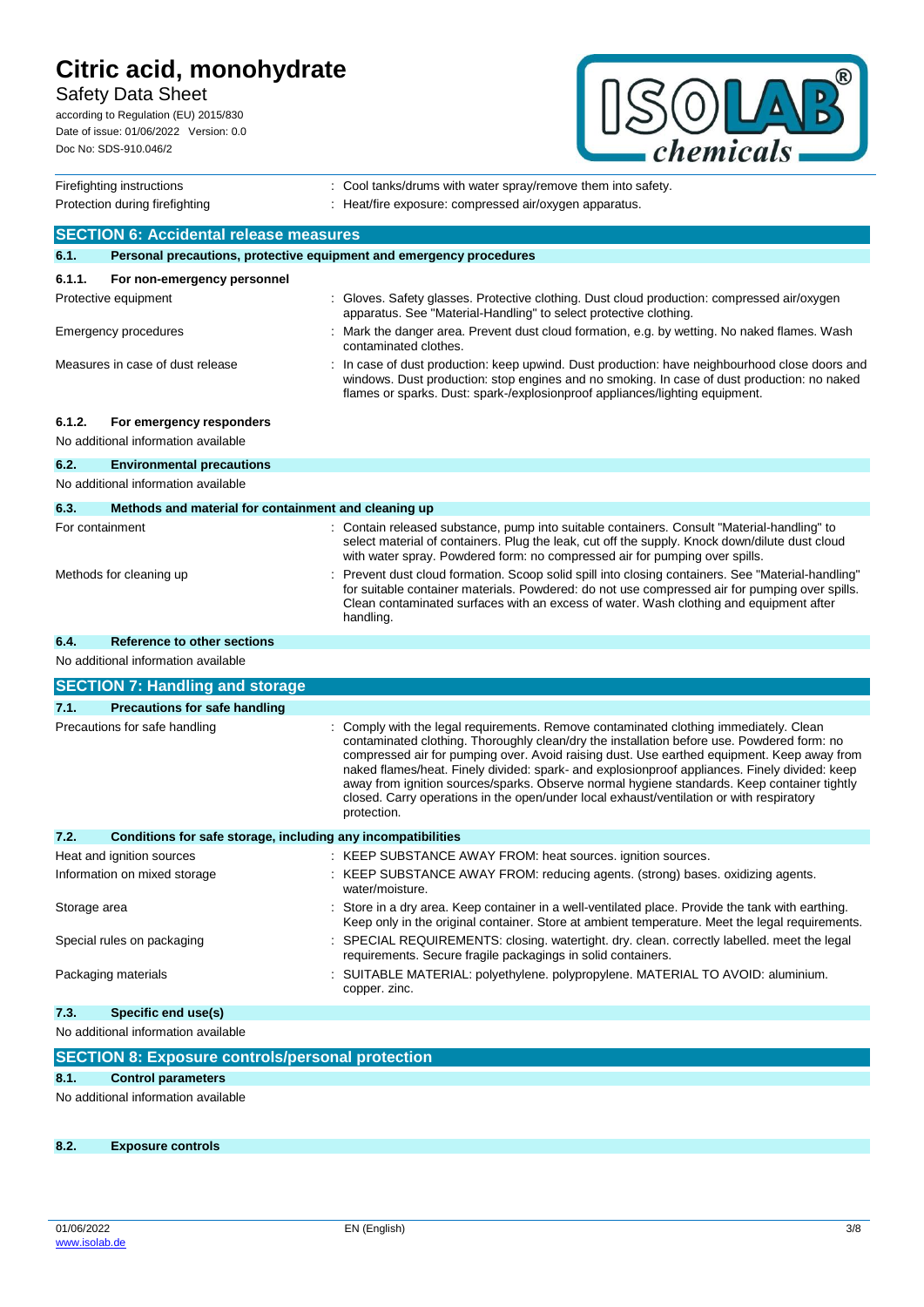| | |
|---|---|
| Firefighting instructions | : Cool tanks/drums with water spray/remove them into safety. |
| Protection during firefighting | : Heat/fire exposure: compressed air/oxygen apparatus. |

## SECTION 6: Accidental release measures

### 6.1. Personal precautions, protective equipment and emergency procedures

#### 6.1.1. For non-emergency personnel

| | |
|---|---|
| Protective equipment | : Gloves. Safety glasses. Protective clothing. Dust cloud production: compressed air/oxygen apparatus. See "Material-Handling" to select protective clothing. |
| Emergency procedures | : Mark the danger area. Prevent dust cloud formation, e.g. by wetting. No naked flames. Wash contaminated clothes. |
| Measures in case of dust release | : In case of dust production: keep upwind. Dust production: have neighbourhood close doors and windows. Dust production: stop engines and no smoking. In case of dust production: no naked flames or sparks. Dust: spark-/explosionproof appliances/lighting equipment. |

#### 6.1.2. For emergency responders

No additional information available

### 6.2. Environmental precautions

No additional information available

### 6.3. Methods and material for containment and cleaning up

| | |
|---|---|
| For containment | : Contain released substance, pump into suitable containers. Consult "Material-handling" to select material of containers. Plug the leak, cut off the supply. Knock down/dilute dust cloud with water spray. Powdered form: no compressed air for pumping over spills. |
| Methods for cleaning up | : Prevent dust cloud formation. Scoop solid spill into closing containers. See "Material-handling" for suitable container materials. Powdered: do not use compressed air for pumping over spills. Clean contaminated surfaces with an excess of water. Wash clothing and equipment after handling. |

### 6.4. Reference to other sections

No additional information available

## SECTION 7: Handling and storage

### 7.1. Precautions for safe handling

| | |
|---|---|
| Precautions for safe handling | : Comply with the legal requirements. Remove contaminated clothing immediately. Clean contaminated clothing. Thoroughly clean/dry the installation before use. Powdered form: no compressed air for pumping over. Avoid raising dust. Use earthed equipment. Keep away from naked flames/heat. Finely divided: spark- and explosionproof appliances. Finely divided: keep away from ignition sources/sparks. Observe normal hygiene standards. Keep container tightly closed. Carry operations in the open/under local exhaust/ventilation or with respiratory protection. |

### 7.2. Conditions for safe storage, including any incompatibilities

| | |
|---|---|
| Heat and ignition sources | : KEEP SUBSTANCE AWAY FROM: heat sources. ignition sources. |
| Information on mixed storage | : KEEP SUBSTANCE AWAY FROM: reducing agents. (strong) bases. oxidizing agents. water/moisture. |
| Storage area | : Store in a dry area. Keep container in a well-ventilated place. Provide the tank with earthing. Keep only in the original container. Store at ambient temperature. Meet the legal requirements. |
| Special rules on packaging | : SPECIAL REQUIREMENTS: closing. watertight. dry. clean. correctly labelled. meet the legal requirements. Secure fragile packagings in solid containers. |
| Packaging materials | : SUITABLE MATERIAL: polyethylene. polypropylene. MATERIAL TO AVOID: aluminium. copper. zinc. |

### 7.3. Specific end use(s)

No additional information available

## SECTION 8: Exposure controls/personal protection

### 8.1. Control parameters

No additional information available

### 8.2. Exposure controls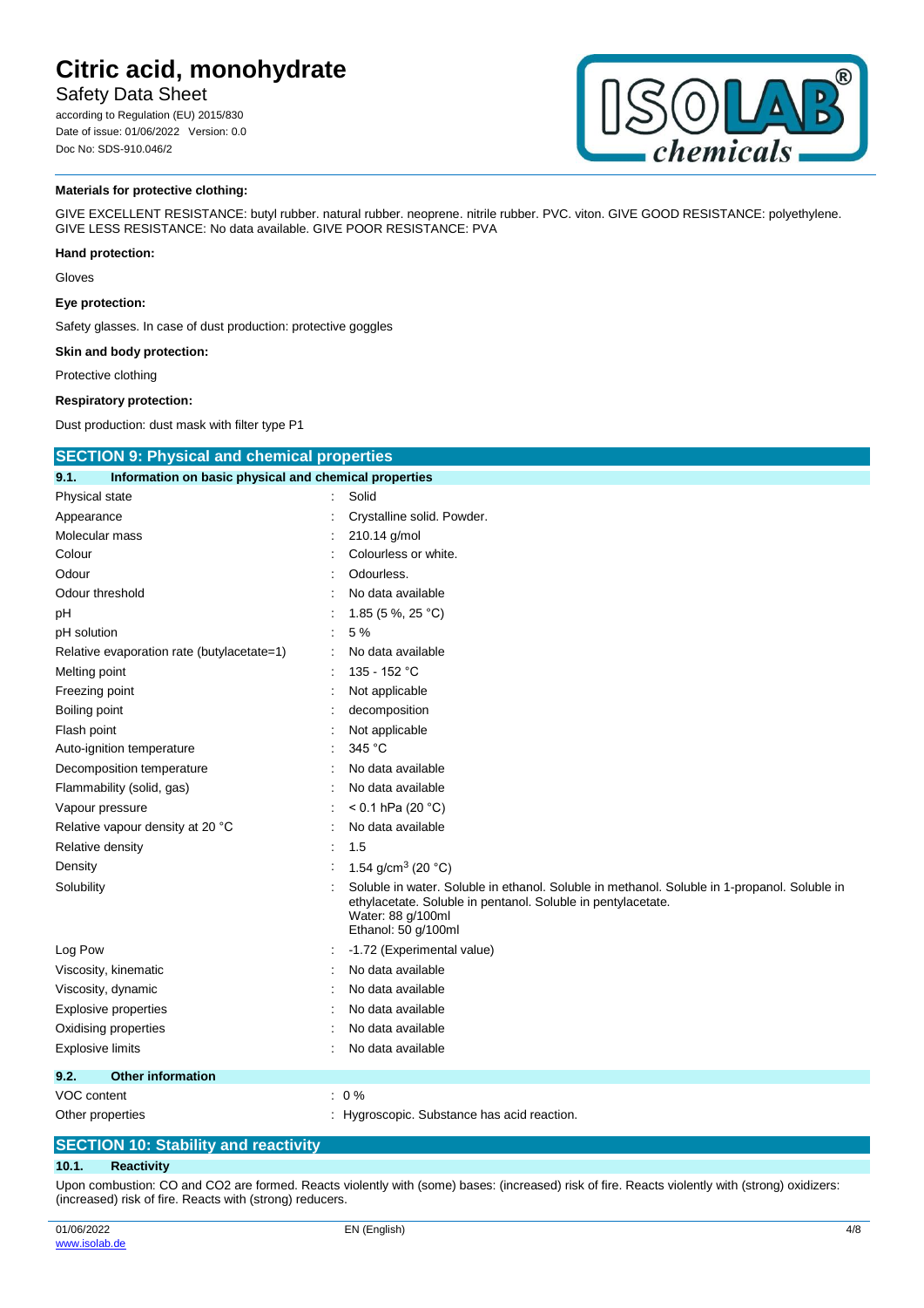**Materials for protective clothing:**

GIVE EXCELLENT RESISTANCE: butyl rubber. natural rubber. neoprene. nitrile rubber. PVC. viton. GIVE GOOD RESISTANCE: polyethylene. GIVE LESS RESISTANCE: No data available. GIVE POOR RESISTANCE: PVA

**Hand protection:**

Gloves

**Eye protection:**

Safety glasses. In case of dust production: protective goggles

**Skin and body protection:**

Protective clothing

**Respiratory protection:**

Dust production: dust mask with filter type P1

## SECTION 9: Physical and chemical properties

### 9.1. Information on basic physical and chemical properties

| | |
|---|---|
| Physical state | : Solid |
| Appearance | : Crystalline solid. Powder. |
| Molecular mass | : 210.14 g/mol |
| Colour | : Colourless or white. |
| Odour | : Odourless. |
| Odour threshold | : No data available |
| pH | : 1.85 (5 %, 25 °C) |
| pH solution | : 5 % |
| Relative evaporation rate (butylacetate=1) | : No data available |
| Melting point | : 135 - 152 °C |
| Freezing point | : Not applicable |
| Boiling point | : decomposition |
| Flash point | : Not applicable |
| Auto-ignition temperature | : 345 °C |
| Decomposition temperature | : No data available |
| Flammability (solid, gas) | : No data available |
| Vapour pressure | : < 0.1 hPa (20 °C) |
| Relative vapour density at 20 °C | : No data available |
| Relative density | : 1.5 |
| Density | : 1.54 g/cm$^3$ (20 °C) |
| Solubility | : Soluble in water. Soluble in ethanol. Soluble in methanol. Soluble in 1-propanol. Soluble in ethylacetate. Soluble in pentanol. Soluble in pentylacetate.<br>Water: 88 g/100ml<br>Ethanol: 50 g/100ml |
| Log Pow | : -1.72 (Experimental value) |
| Viscosity, kinematic | : No data available |
| Viscosity, dynamic | : No data available |
| Explosive properties | : No data available |
| Oxidising properties | : No data available |
| Explosive limits | : No data available |

### 9.2. Other information

| | |
|---|---|
| VOC content | : 0 % |
| Other properties | : Hygroscopic. Substance has acid reaction. |

## SECTION 10: Stability and reactivity

### 10.1. Reactivity

Upon combustion: CO and CO2 are formed. Reacts violently with (some) bases: (increased) risk of fire. Reacts violently with (strong) oxidizers: (increased) risk of fire. Reacts with (strong) reducers.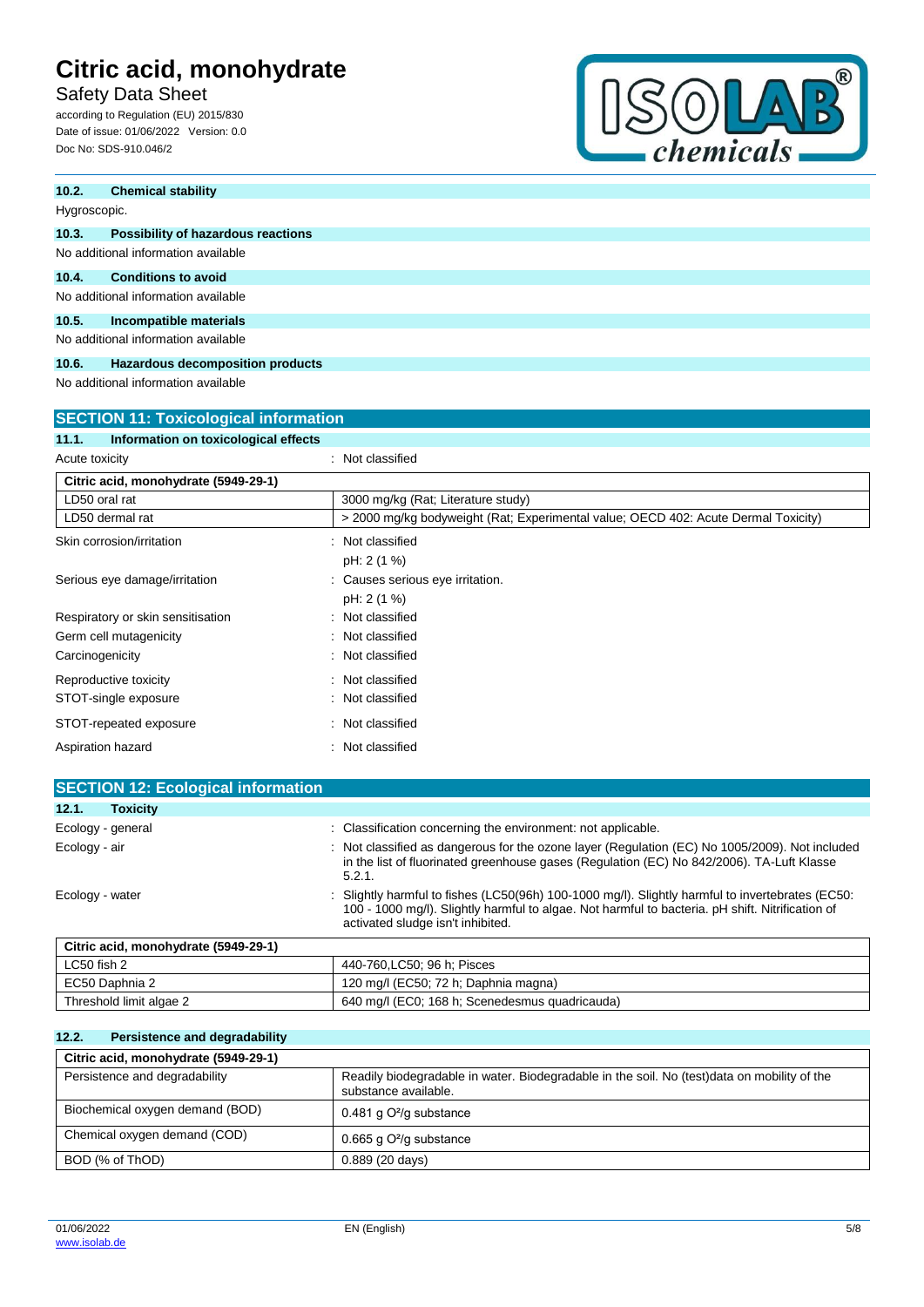### 10.2. Chemical stability

Hygroscopic.

### 10.3. Possibility of hazardous reactions

No additional information available

### 10.4. Conditions to avoid

No additional information available

### 10.5. Incompatible materials

No additional information available

### 10.6. Hazardous decomposition products

No additional information available

## SECTION 11: Toxicological information

### 11.1. Information on toxicological effects

Acute toxicity : Not classified

| Citric acid, monohydrate (5949-29-1) | |
|---|---|
| LD50 oral rat | 3000 mg/kg (Rat; Literature study) |
| LD50 dermal rat | > 2000 mg/kg bodyweight (Rat; Experimental value; OECD 402: Acute Dermal Toxicity) |

Skin corrosion/irritation : Not classified
pH: 2 (1 %)

Serious eye damage/irritation : Causes serious eye irritation.
pH: 2 (1 %)

Respiratory or skin sensitisation : Not classified

Germ cell mutagenicity : Not classified

Carcinogenicity : Not classified

Reproductive toxicity : Not classified

STOT-single exposure : Not classified

STOT-repeated exposure : Not classified

Aspiration hazard : Not classified

## SECTION 12: Ecological information

### 12.1. Toxicity

Ecology - general : Classification concerning the environment: not applicable.

Ecology - air : Not classified as dangerous for the ozone layer (Regulation (EC) No 1005/2009). Not included in the list of fluorinated greenhouse gases (Regulation (EC) No 842/2006). TA-Luft Klasse 5.2.1.

Ecology - water : Slightly harmful to fishes (LC50(96h) 100-1000 mg/l). Slightly harmful to invertebrates (EC50: 100 - 1000 mg/l). Slightly harmful to algae. Not harmful to bacteria. pH shift. Nitrification of activated sludge isn't inhibited.

| Citric acid, monohydrate (5949-29-1) | |
|---|---|
| LC50 fish 2 | 440-760,LC50; 96 h; Pisces |
| EC50 Daphnia 2 | 120 mg/l (EC50; 72 h; Daphnia magna) |
| Threshold limit algae 2 | 640 mg/l (EC0; 168 h; Scenedesmus quadricauda) |

### 12.2. Persistence and degradability

| Citric acid, monohydrate (5949-29-1) | |
|---|---|
| Persistence and degradability | Readily biodegradable in water. Biodegradable in the soil. No (test)data on mobility of the substance available. |
| Biochemical oxygen demand (BOD) | 0.481 g $O^2$/g substance |
| Chemical oxygen demand (COD) | 0.665 g $O^2$/g substance |
| BOD (% of ThOD) | 0.889 (20 days) |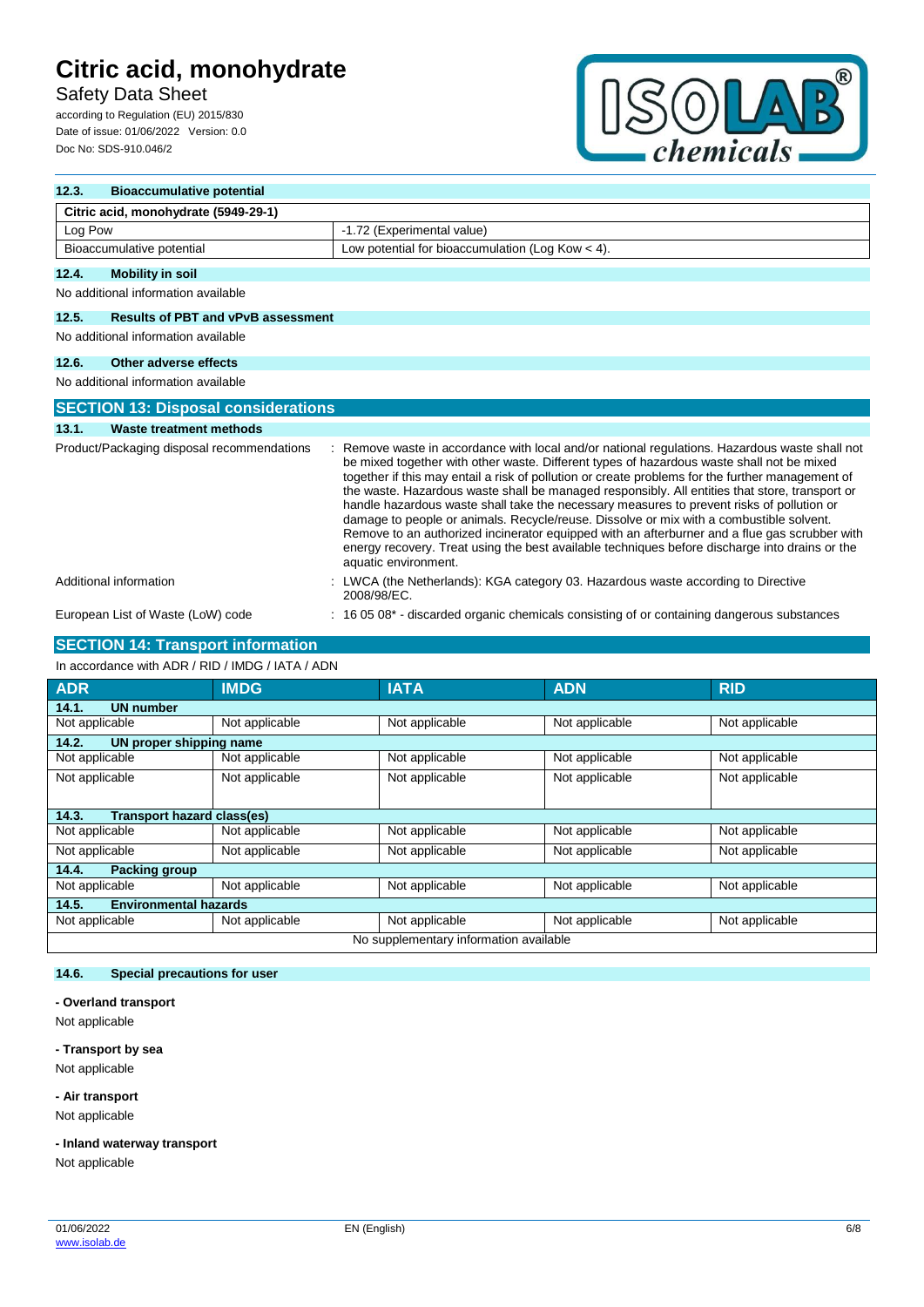### 12.3. Bioaccumulative potential

| Citric acid, monohydrate (5949-29-1) | |
|---|---|
| Log Pow | -1.72 (Experimental value) |
| Bioaccumulative potential | Low potential for bioaccumulation (Log Kow < 4). |

### 12.4. Mobility in soil

No additional information available

### 12.5. Results of PBT and vPvB assessment

No additional information available

### 12.6. Other adverse effects

No additional information available

## SECTION 13: Disposal considerations

### 13.1. Waste treatment methods

Product/Packaging disposal recommendations : Remove waste in accordance with local and/or national regulations. Hazardous waste shall not be mixed together with other waste. Different types of hazardous waste shall not be mixed together if this may entail a risk of pollution or create problems for the further management of the waste. Hazardous waste shall be managed responsibly. All entities that store, transport or handle hazardous waste shall take the necessary measures to prevent risks of pollution or damage to people or animals. Recycle/reuse. Dissolve or mix with a combustible solvent. Remove to an authorized incinerator equipped with an afterburner and a flue gas scrubber with energy recovery. Treat using the best available techniques before discharge into drains or the aquatic environment.

Additional information : LWCA (the Netherlands): KGA category 03. Hazardous waste according to Directive 2008/98/EC.

European List of Waste (LoW) code : 16 05 08* - discarded organic chemicals consisting of or containing dangerous substances

## SECTION 14: Transport information

In accordance with ADR / RID / IMDG / IATA / ADN

| ADR | IMDG | IATA | ADN | RID |
|---|---|---|---|---|
| **14.1. UN number** | | | | |
| Not applicable | Not applicable | Not applicable | Not applicable | Not applicable |
| **14.2. UN proper shipping name** | | | | |
| Not applicable | Not applicable | Not applicable | Not applicable | Not applicable |
| Not applicable | Not applicable | Not applicable | Not applicable | Not applicable |
| **14.3. Transport hazard class(es)** | | | | |
| Not applicable | Not applicable | Not applicable | Not applicable | Not applicable |
| Not applicable | Not applicable | Not applicable | Not applicable | Not applicable |
| **14.4. Packing group** | | | | |
| Not applicable | Not applicable | Not applicable | Not applicable | Not applicable |
| **14.5. Environmental hazards** | | | | |
| Not applicable | Not applicable | Not applicable | Not applicable | Not applicable |
| No supplementary information available | | | | |

### 14.6. Special precautions for user

**- Overland transport**

Not applicable

**- Transport by sea**

Not applicable

**- Air transport**

Not applicable

**- Inland waterway transport**

Not applicable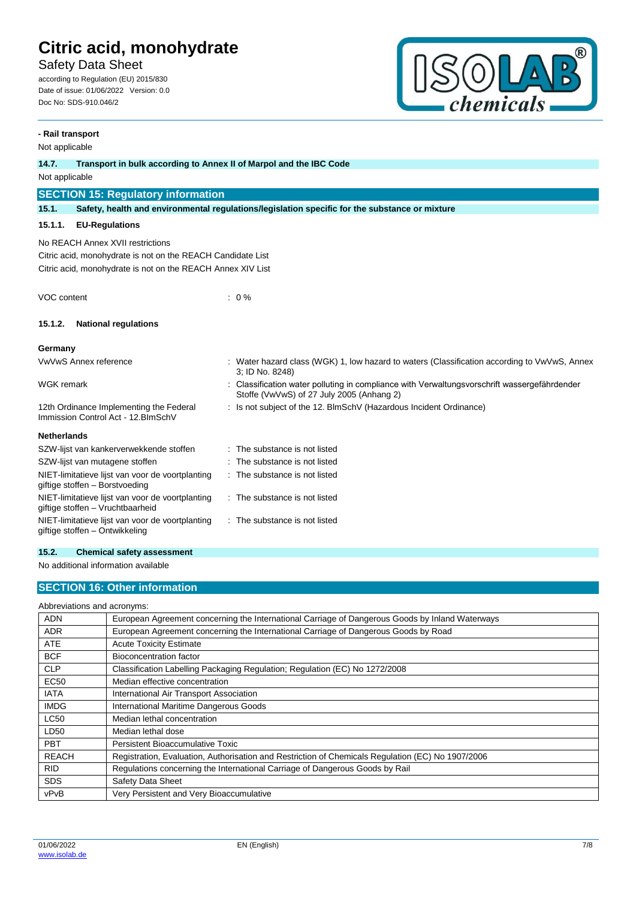**- Rail transport**

Not applicable

### 14.7. Transport in bulk according to Annex II of Marpol and the IBC Code

Not applicable

## SECTION 15: Regulatory information

### 15.1. Safety, health and environmental regulations/legislation specific for the substance or mixture

#### 15.1.1. EU-Regulations

No REACH Annex XVII restrictions

Citric acid, monohydrate is not on the REACH Candidate List

Citric acid, monohydrate is not on the REACH Annex XIV List

VOC content : 0 %

#### 15.1.2. National regulations

**Germany**

| | |
|---|---|
| VwVwS Annex reference | : Water hazard class (WGK) 1, low hazard to waters (Classification according to VwVwS, Annex 3; ID No. 8248) |
| WGK remark | : Classification water polluting in compliance with Verwaltungsvorschrift wassergefährdender Stoffe (VwVwS) of 27 July 2005 (Anhang 2) |
| 12th Ordinance Implementing the Federal Immission Control Act - 12.BImSchV | : Is not subject of the 12. BlmSchV (Hazardous Incident Ordinance) |

**Netherlands**

| | |
|---|---|
| SZW-lijst van kankerverwekkende stoffen | : The substance is not listed |
| SZW-lijst van mutagene stoffen | : The substance is not listed |
| NIET-limitatieve lijst van voor de voortplanting giftige stoffen – Borstvoeding | : The substance is not listed |
| NIET-limitatieve lijst van voor de voortplanting giftige stoffen – Vruchtbaarheid | : The substance is not listed |
| NIET-limitatieve lijst van voor de voortplanting giftige stoffen – Ontwikkeling | : The substance is not listed |

### 15.2. Chemical safety assessment

No additional information available

## SECTION 16: Other information

Abbreviations and acronyms:

| | |
|---|---|
| ADN | European Agreement concerning the International Carriage of Dangerous Goods by Inland Waterways |
| ADR | European Agreement concerning the International Carriage of Dangerous Goods by Road |
| ATE | Acute Toxicity Estimate |
| BCF | Bioconcentration factor |
| CLP | Classification Labelling Packaging Regulation; Regulation (EC) No 1272/2008 |
| EC50 | Median effective concentration |
| IATA | International Air Transport Association |
| IMDG | International Maritime Dangerous Goods |
| LC50 | Median lethal concentration |
| LD50 | Median lethal dose |
| PBT | Persistent Bioaccumulative Toxic |
| REACH | Registration, Evaluation, Authorisation and Restriction of Chemicals Regulation (EC) No 1907/2006 |
| RID | Regulations concerning the International Carriage of Dangerous Goods by Rail |
| SDS | Safety Data Sheet |
| vPvB | Very Persistent and Very Bioaccumulative |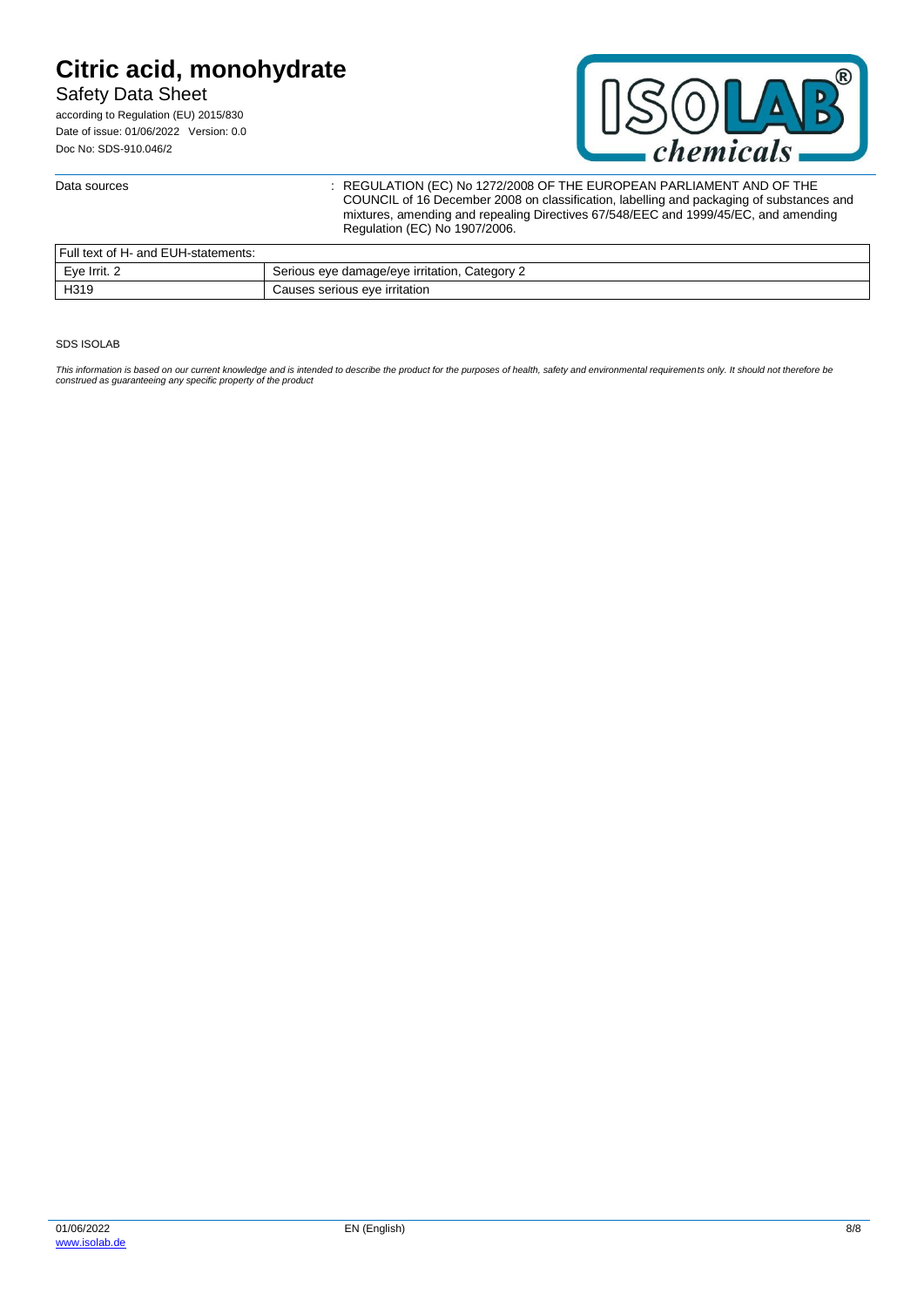Data sources : REGULATION (EC) No 1272/2008 OF THE EUROPEAN PARLIAMENT AND OF THE COUNCIL of 16 December 2008 on classification, labelling and packaging of substances and mixtures, amending and repealing Directives 67/548/EEC and 1999/45/EC, and amending Regulation (EC) No 1907/2006.

| Full text of H- and EUH-statements: | |
|---|---|
| Eye Irrit. 2 | Serious eye damage/eye irritation, Category 2 |
| H319 | Causes serious eye irritation |

SDS ISOLAB

*This information is based on our current knowledge and is intended to describe the product for the purposes of health, safety and environmental requirements only. It should not therefore be construed as guaranteeing any specific property of the product*